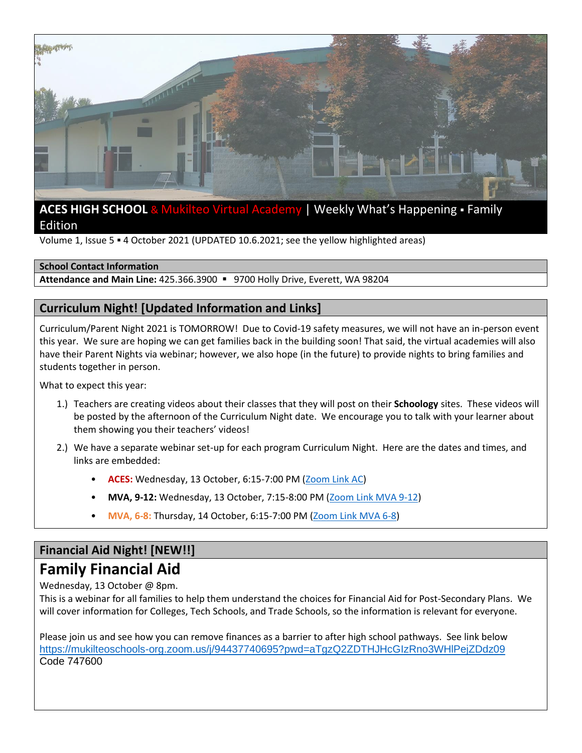# ACES HIGH SCHOOL & Mukilteo Virtual Academy | Weekly What's Happening ▪ Family Edition

Volume 1, Issue 5 ▪ 4 October 2021 (UPDATED 10.6.2021; see the yellow highlighted areas)

| School Contact Information |
|---|
| **Attendance and Main Line:** 425.366.3900 ▪ 9700 Holly Drive, Everett, WA 98204 |

## Curriculum Night! [Updated Information and Links]

Curriculum/Parent Night 2021 is TOMORROW! Due to Covid-19 safety measures, we will not have an in-person event this year. We sure are hoping we can get families back in the building soon! That said, the virtual academies will also have their Parent Nights via webinar; however, we also hope (in the future) to provide nights to bring families and students together in person.

What to expect this year:

1.) Teachers are creating videos about their classes that they will post on their **Schoology** sites. These videos will be posted by the afternoon of the Curriculum Night date. We encourage you to talk with your learner about them showing you their teachers' videos!

2.) We have a separate webinar set-up for each program Curriculum Night. Here are the dates and times, and links are embedded:

- **ACES:** Wednesday, 13 October, 6:15-7:00 PM (Zoom Link AC)
- **MVA, 9-12:** Wednesday, 13 October, 7:15-8:00 PM (Zoom Link MVA 9-12)
- **MVA, 6-8:** Thursday, 14 October, 6:15-7:00 PM (Zoom Link MVA 6-8)

## Financial Aid Night! [NEW!!]

# Family Financial Aid

Wednesday, 13 October @ 8pm.

This is a webinar for all families to help them understand the choices for Financial Aid for Post-Secondary Plans. We will cover information for Colleges, Tech Schools, and Trade Schools, so the information is relevant for everyone.

Please join us and see how you can remove finances as a barrier to after high school pathways. See link below
https://mukilteoschools-org.zoom.us/j/94437740695?pwd=aTgzQ2ZDTHJHcGIzRno3WHlPejZDdz09
Code 747600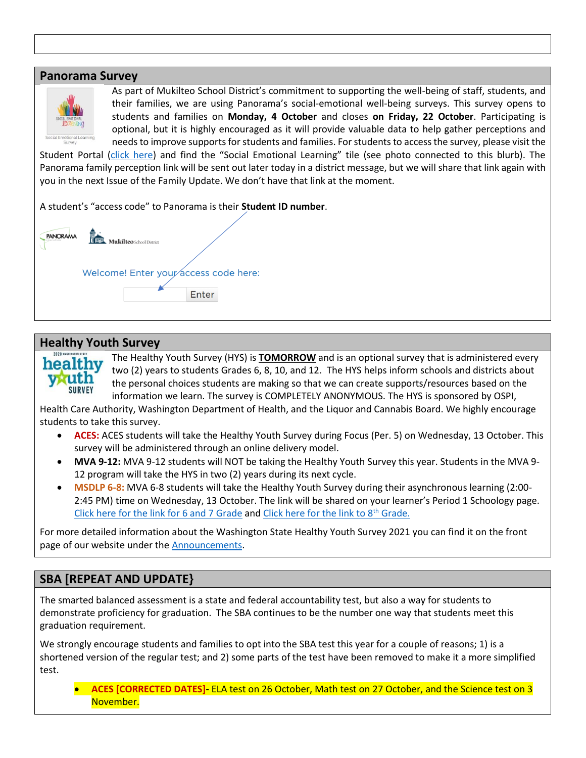## Panorama Survey

As part of Mukilteo School District's commitment to supporting the well-being of staff, students, and their families, we are using Panorama's social-emotional well-being surveys. This survey opens to students and families on **Monday, 4 October** and closes **on Friday, 22 October**. Participating is optional, but it is highly encouraged as it will provide valuable data to help gather perceptions and needs to improve supports for students and families. For students to access the survey, please visit the Student Portal (click here) and find the "Social Emotional Learning" tile (see photo connected to this blurb). The Panorama family perception link will be sent out later today in a district message, but we will share that link again with you in the next Issue of the Family Update. We don't have that link at the moment.

A student's "access code" to Panorama is their **Student ID number**.

Welcome! Enter your access code here:

Enter

## Healthy Youth Survey

The Healthy Youth Survey (HYS) is **TOMORROW** and is an optional survey that is administered every two (2) years to students Grades 6, 8, 10, and 12. The HYS helps inform schools and districts about the personal choices students are making so that we can create supports/resources based on the information we learn. The survey is COMPLETELY ANONYMOUS. The HYS is sponsored by OSPI, Health Care Authority, Washington Department of Health, and the Liquor and Cannabis Board. We highly encourage students to take this survey.

- **ACES:** ACES students will take the Healthy Youth Survey during Focus (Per. 5) on Wednesday, 13 October. This survey will be administered through an online delivery model.
- **MVA 9-12:** MVA 9-12 students will NOT be taking the Healthy Youth Survey this year. Students in the MVA 9-12 program will take the HYS in two (2) years during its next cycle.
- **MSDLP 6-8:** MVA 6-8 students will take the Healthy Youth Survey during their asynchronous learning (2:00-2:45 PM) time on Wednesday, 13 October. The link will be shared on your learner's Period 1 Schoology page. Click here for the link for 6 and 7 Grade and Click here for the link to 8th Grade.

For more detailed information about the Washington State Healthy Youth Survey 2021 you can find it on the front page of our website under the Announcements.

## SBA [REPEAT AND UPDATE}

The smarted balanced assessment is a state and federal accountability test, but also a way for students to demonstrate proficiency for graduation. The SBA continues to be the number one way that students meet this graduation requirement.

We strongly encourage students and families to opt into the SBA test this year for a couple of reasons; 1) is a shortened version of the regular test; and 2) some parts of the test have been removed to make it a more simplified test.

- **ACES [CORRECTED DATES]-** ELA test on 26 October, Math test on 27 October, and the Science test on 3 November.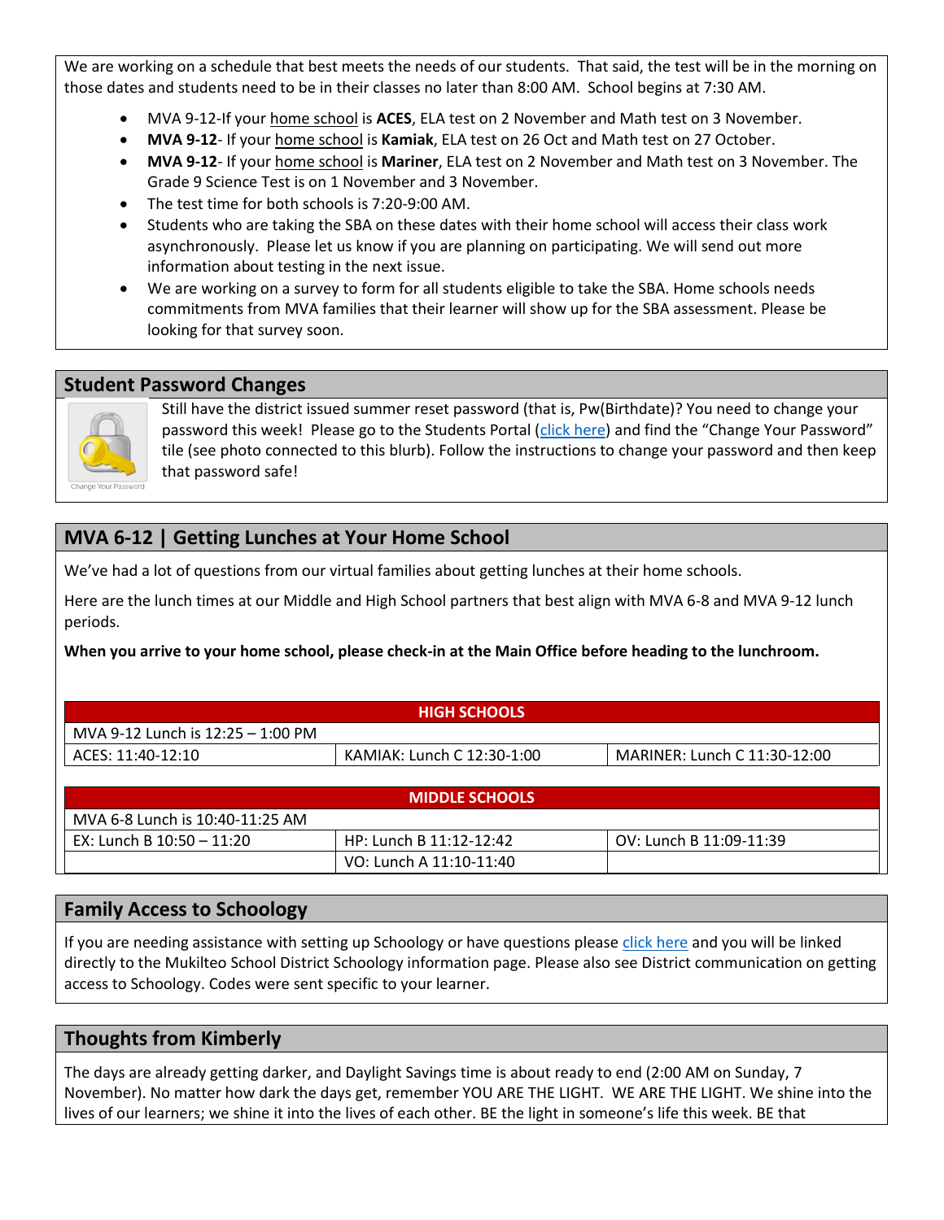We are working on a schedule that best meets the needs of our students. That said, the test will be in the morning on those dates and students need to be in their classes no later than 8:00 AM. School begins at 7:30 AM.

- MVA 9-12-If your home school is **ACES**, ELA test on 2 November and Math test on 3 November.
- **MVA 9-12**- If your home school is **Kamiak**, ELA test on 26 Oct and Math test on 27 October.
- **MVA 9-12**- If your home school is **Mariner**, ELA test on 2 November and Math test on 3 November. The Grade 9 Science Test is on 1 November and 3 November.
- The test time for both schools is 7:20-9:00 AM.
- Students who are taking the SBA on these dates with their home school will access their class work asynchronously. Please let us know if you are planning on participating. We will send out more information about testing in the next issue.
- We are working on a survey to form for all students eligible to take the SBA. Home schools needs commitments from MVA families that their learner will show up for the SBA assessment. Please be looking for that survey soon.

## Student Password Changes

Change Your Password

Still have the district issued summer reset password (that is, Pw(Birthdate)? You need to change your password this week! Please go to the Students Portal (click here) and find the "Change Your Password" tile (see photo connected to this blurb). Follow the instructions to change your password and then keep that password safe!

## MVA 6-12 | Getting Lunches at Your Home School

We've had a lot of questions from our virtual families about getting lunches at their home schools.

Here are the lunch times at our Middle and High School partners that best align with MVA 6-8 and MVA 9-12 lunch periods.

**When you arrive to your home school, please check-in at the Main Office before heading to the lunchroom.**

| HIGH SCHOOLS | | |
|---|---|---|
| MVA 9-12 Lunch is 12:25 – 1:00 PM | | |
| ACES: 11:40-12:10 | KAMIAK: Lunch C 12:30-1:00 | MARINER: Lunch C 11:30-12:00 |

| MIDDLE SCHOOLS | | |
|---|---|---|
| MVA 6-8 Lunch is 10:40-11:25 AM | | |
| EX: Lunch B 10:50 – 11:20 | HP: Lunch B 11:12-12:42 | OV: Lunch B 11:09-11:39 |
| | VO: Lunch A 11:10-11:40 | |

## Family Access to Schoology

If you are needing assistance with setting up Schoology or have questions please click here and you will be linked directly to the Mukilteo School District Schoology information page. Please also see District communication on getting access to Schoology. Codes were sent specific to your learner.

## Thoughts from Kimberly

The days are already getting darker, and Daylight Savings time is about ready to end (2:00 AM on Sunday, 7 November). No matter how dark the days get, remember YOU ARE THE LIGHT. WE ARE THE LIGHT. We shine into the lives of our learners; we shine it into the lives of each other. BE the light in someone's life this week. BE that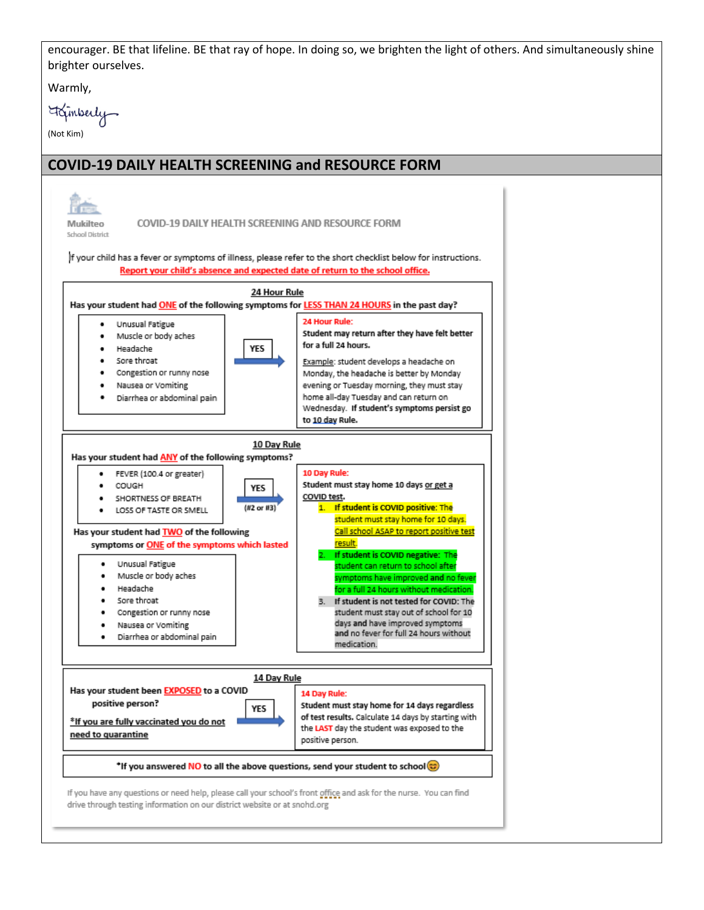encourager. BE that lifeline. BE that ray of hope. In doing so, we brighten the light of others. And simultaneously shine brighter ourselves.

Warmly,

Kimberly

(Not Kim)

## COVID-19 DAILY HEALTH SCREENING and RESOURCE FORM

Mukilteo School District

COVID-19 DAILY HEALTH SCREENING AND RESOURCE FORM

If your child has a fever or symptoms of illness, please refer to the short checklist below for instructions.

**Report your child's absence and expected date of return to the school office.**

### 24 Hour Rule

**Has your student had ONE of the following symptoms for LESS THAN 24 HOURS in the past day?**

- Unusual Fatigue
- Muscle or body aches
- Headache
- Sore throat
- Congestion or runny nose
- Nausea or Vomiting
- Diarrhea or abdominal pain

YES →

**24 Hour Rule:**
**Student may return after they have felt better for a full 24 hours.**

Example: student develops a headache on Monday, the headache is better by Monday evening or Tuesday morning, they must stay home all-day Tuesday and can return on Wednesday. **If student's symptoms persist go to 10 day Rule.**

### 10 Day Rule

**Has your student had ANY of the following symptoms?**

- FEVER (100.4 or greater)
- COUGH
- SHORTNESS OF BREATH
- LOSS OF TASTE OR SMELL

**Has your student had TWO of the following symptoms or ONE of the symptoms which lasted**

- Unusual Fatigue
- Muscle or body aches
- Headache
- Sore throat
- Congestion or runny nose
- Nausea or Vomiting
- Diarrhea or abdominal pain

YES → (#2 or #3)

**10 Day Rule:**
**Student must stay home 10 days or get a COVID test.**

1. **If student is COVID positive:** The student must stay home for 10 days. Call school ASAP to report positive test result.
2. **If student is COVID negative:** The student can return to school after symptoms have improved and no fever for a full 24 hours without medication.
3. **If student is not tested for COVID:** The student must stay out of school for 10 days and have improved symptoms and no fever for full 24 hours without medication.

### 14 Day Rule

**Has your student been EXPOSED to a COVID positive person?**

***If you are fully vaccinated you do not need to quarantine**

YES →

**14 Day Rule:**
**Student must stay home for 14 days regardless of test results.** Calculate 14 days by starting with the LAST day the student was exposed to the positive person.

***If you answered NO to all the above questions, send your student to school** 😊

If you have any questions or need help, please call your school's front office and ask for the nurse. You can find drive through testing information on our district website or at snohd.org